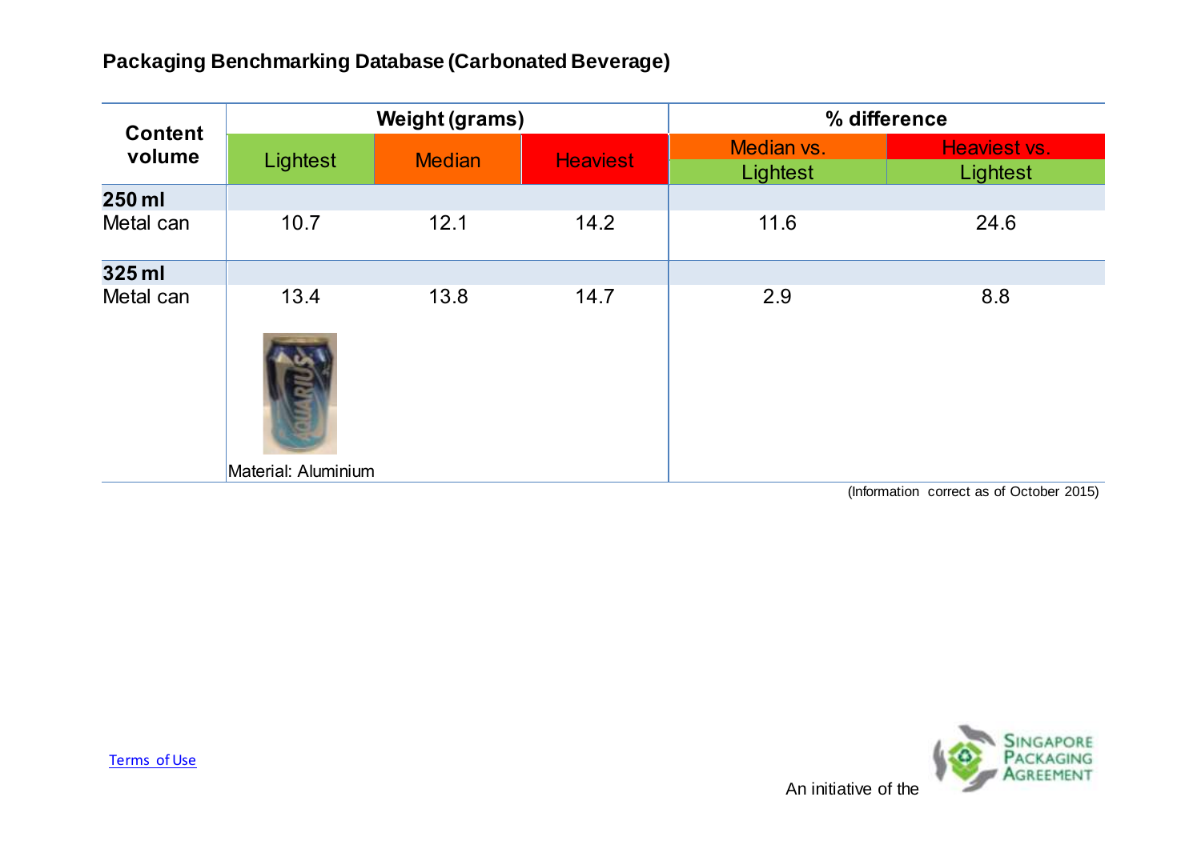## Packaging Benchmarking Database (Carbonated Beverage)

| Content volume | Weight (grams) | | | % difference | |
|---|---|---|---|---|---|
| | Lightest | Median | Heaviest | Median vs. Lightest | Heaviest vs. Lightest |
| **250 ml** | | | | | |
| Metal can | 10.7 | 12.1 | 14.2 | 11.6 | 24.6 |
| **325 ml** | | | | | |
| Metal can | 13.4 | 13.8 | 14.7 | 2.9 | 8.8 |
| | Material: Aluminium | | | | |

(Information correct as of October 2015)

Terms of Use

An initiative of the Singapore Packaging Agreement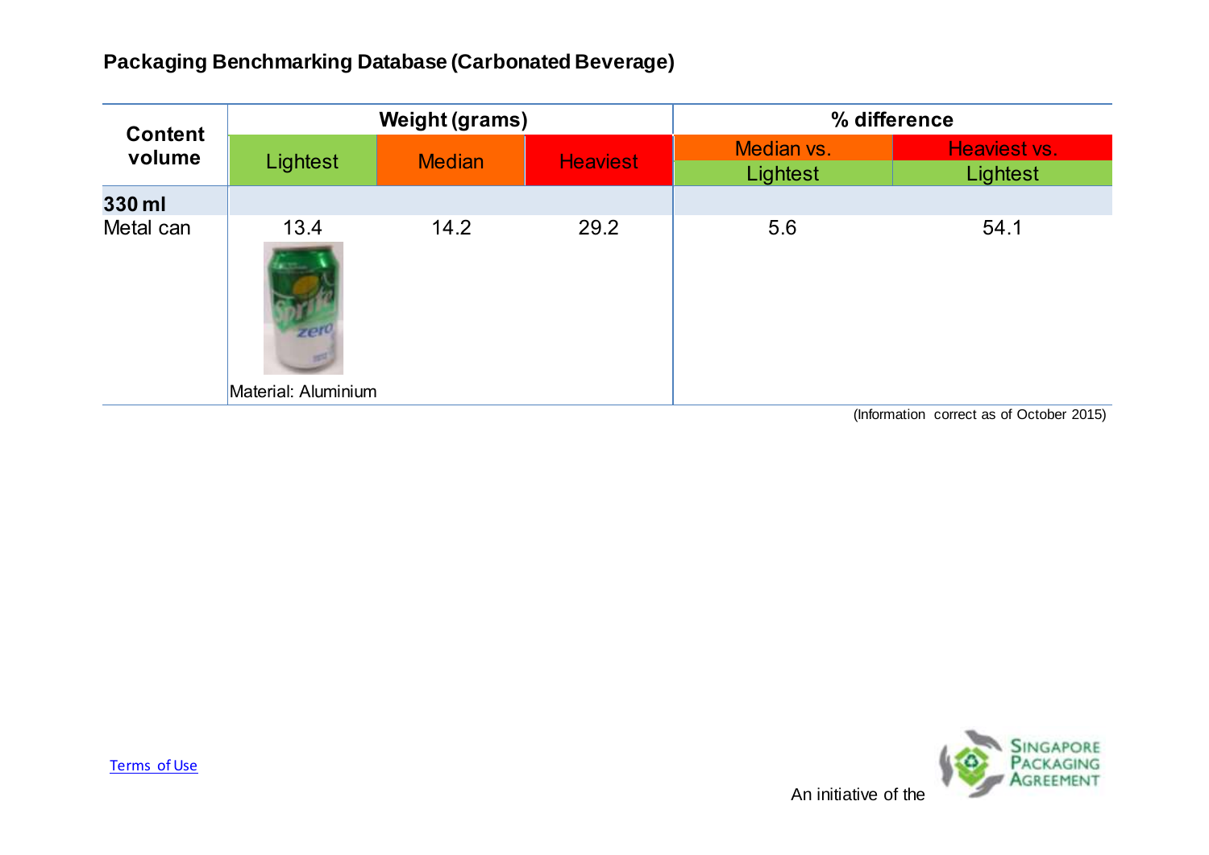## Packaging Benchmarking Database (Carbonated Beverage)

| Content volume | Weight (grams) | | | % difference | |
|---|---|---|---|---|---|
| | Lightest | Median | Heaviest | Median vs. Lightest | Heaviest vs. Lightest |
| **330 ml** | | | | | |
| Metal can | 13.4 | 14.2 | 29.2 | 5.6 | 54.1 |
| | Material: Aluminium | | | | |

(Information correct as of October 2015)

Terms of Use

An initiative of the Singapore Packaging Agreement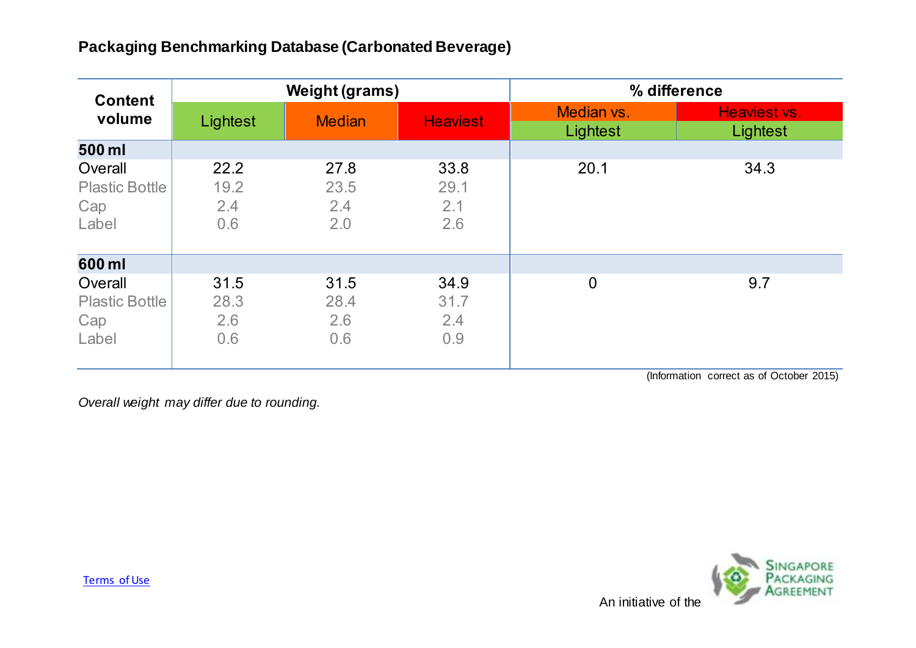## Packaging Benchmarking Database (Carbonated Beverage)

| Content volume | Weight (grams) | | | % difference | |
|---|---|---|---|---|---|
| | Lightest | Median | Heaviest | Median vs. Lightest | Heaviest vs. Lightest |
| **500 ml** | | | | | |
| Overall | 22.2 | 27.8 | 33.8 | 20.1 | 34.3 |
| Plastic Bottle | 19.2 | 23.5 | 29.1 | | |
| Cap | 2.4 | 2.4 | 2.1 | | |
| Label | 0.6 | 2.0 | 2.6 | | |
| **600 ml** | | | | | |
| Overall | 31.5 | 31.5 | 34.9 | 0 | 9.7 |
| Plastic Bottle | 28.3 | 28.4 | 31.7 | | |
| Cap | 2.6 | 2.6 | 2.4 | | |
| Label | 0.6 | 0.6 | 0.9 | | |

(Information correct as of October 2015)

*Overall weight may differ due to rounding.*

Terms of Use

An initiative of the Singapore Packaging Agreement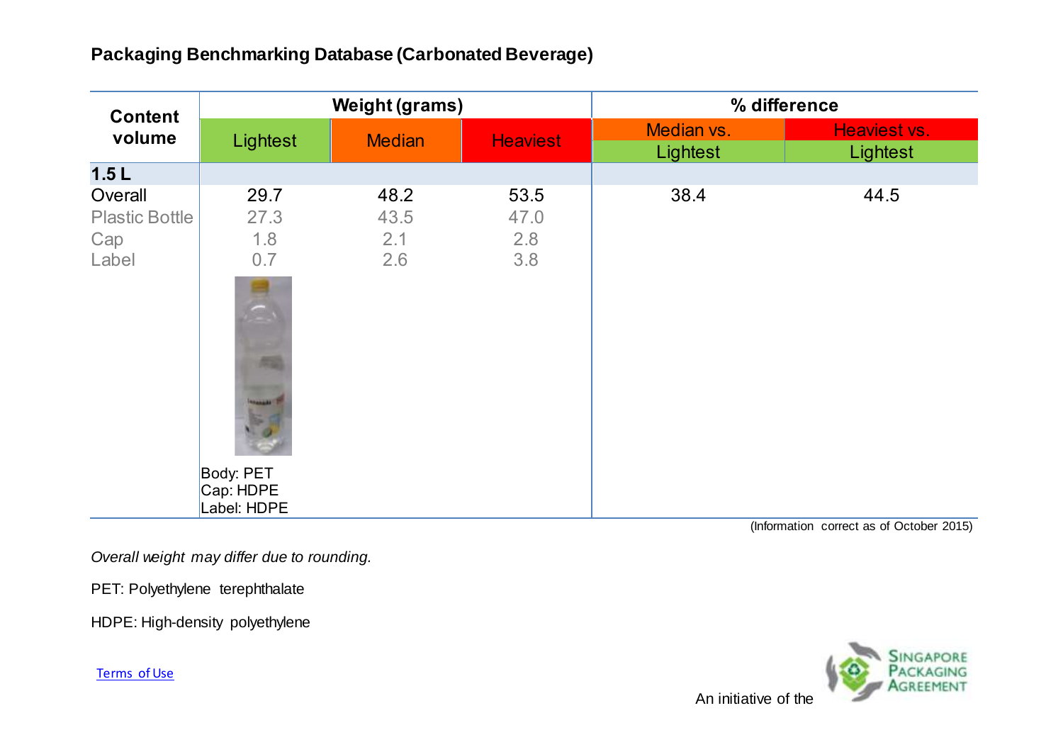## Packaging Benchmarking Database (Carbonated Beverage)

| Content volume | Weight (grams) | | | % difference | |
|---|---|---|---|---|---|
| | Lightest | Median | Heaviest | Median vs. Lightest | Heaviest vs. Lightest |
| **1.5 L** | | | | | |
| Overall | 29.7 | 48.2 | 53.5 | 38.4 | 44.5 |
| Plastic Bottle | 27.3 | 43.5 | 47.0 | | |
| Cap | 1.8 | 2.1 | 2.8 | | |
| Label | 0.7 | 2.6 | 3.8 | | |
| | Body: PET<br>Cap: HDPE<br>Label: HDPE | | | | |

(Information correct as of October 2015)

*Overall weight may differ due to rounding.*

PET: Polyethylene terephthalate

HDPE: High-density polyethylene

Terms of Use

An initiative of the Singapore Packaging Agreement